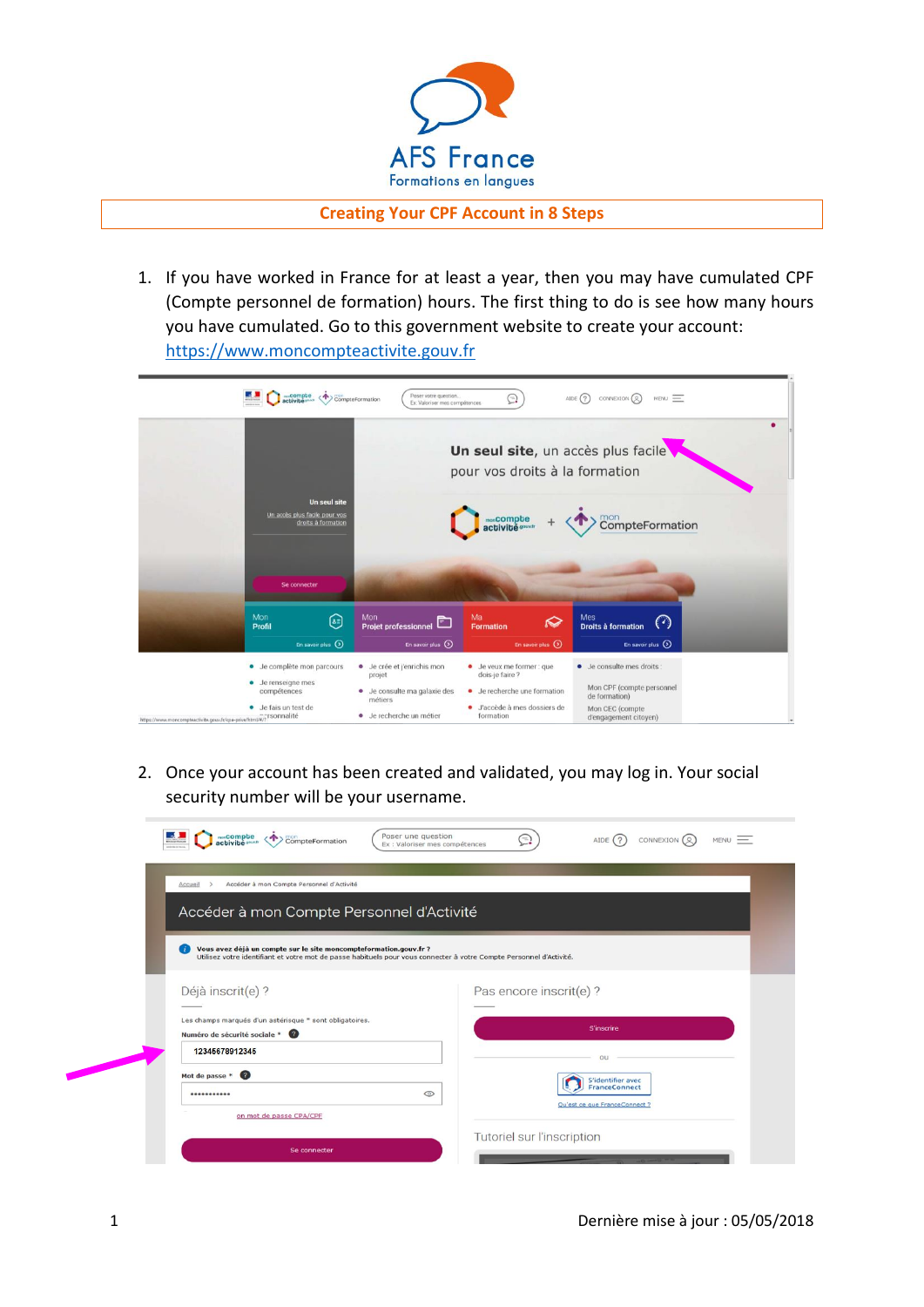AFS France

Formations en langues

**Creating Your CPF Account in 8 Steps**

1. If you have worked in France for at least a year, then you may have cumulated CPF (Compte personnel de formation) hours. The first thing to do is see how many hours you have cumulated. Go to this government website to create your account: [https://www.moncompteactivite.gouv.fr](https://www.moncompteactivite.gouv.fr)

2. Once your account has been created and validated, you may log in. Your social security number will be your username.

Dernière mise à jour : 05/05/2018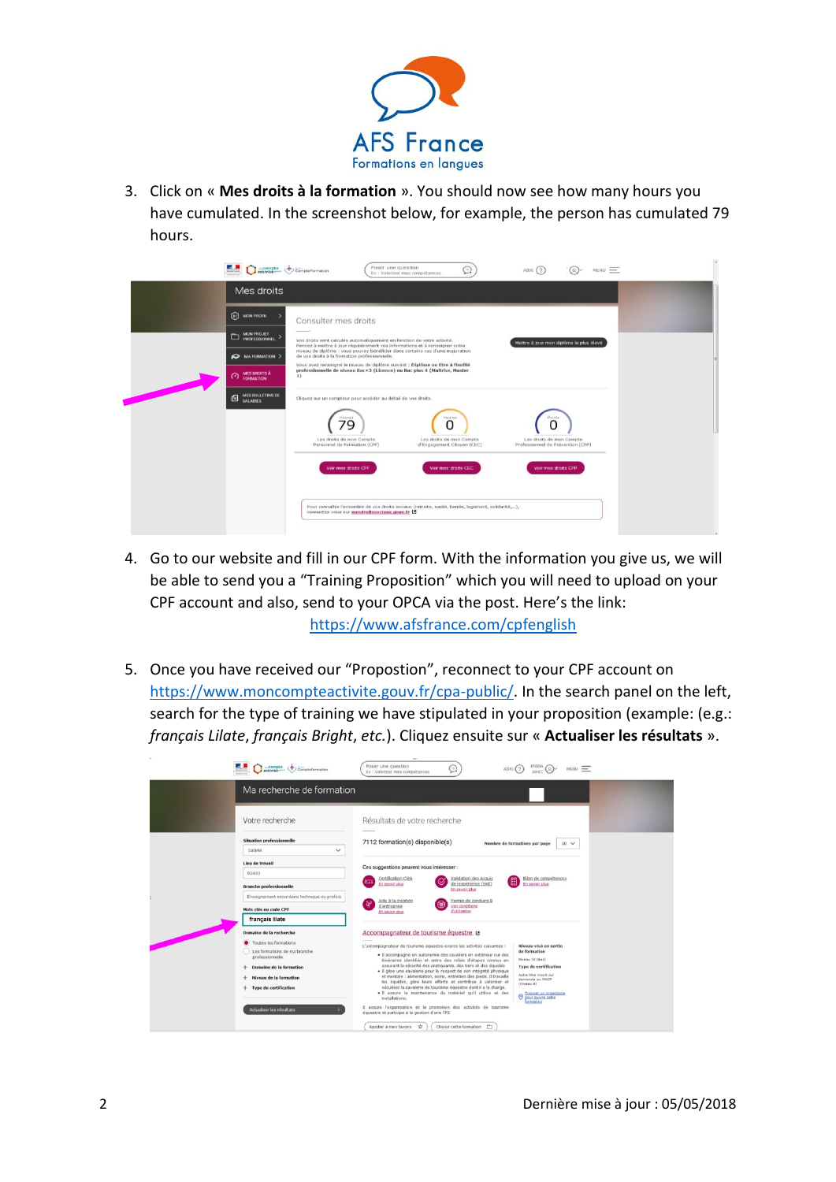3. Click on « **Mes droits à la formation** ». You should now see how many hours you have cumulated. In the screenshot below, for example, the person has cumulated 79 hours.

4. Go to our website and fill in our CPF form. With the information you give us, we will be able to send you a “Training Proposition” which you will need to upload on your CPF account and also, send to your OPCA via the post. Here’s the link: https://www.afsfrance.com/cpfenglish

5. Once you have received our “Propostion”, reconnect to your CPF account on https://www.moncompteactivite.gouv.fr/cpa-public/. In the search panel on the left, search for the type of training we have stipulated in your proposition (example: (e.g.: *français Lilate*, *français Bright*, *etc.*). Cliquez ensuite sur « **Actualiser les résultats** ».

Dernière mise à jour : 05/05/2018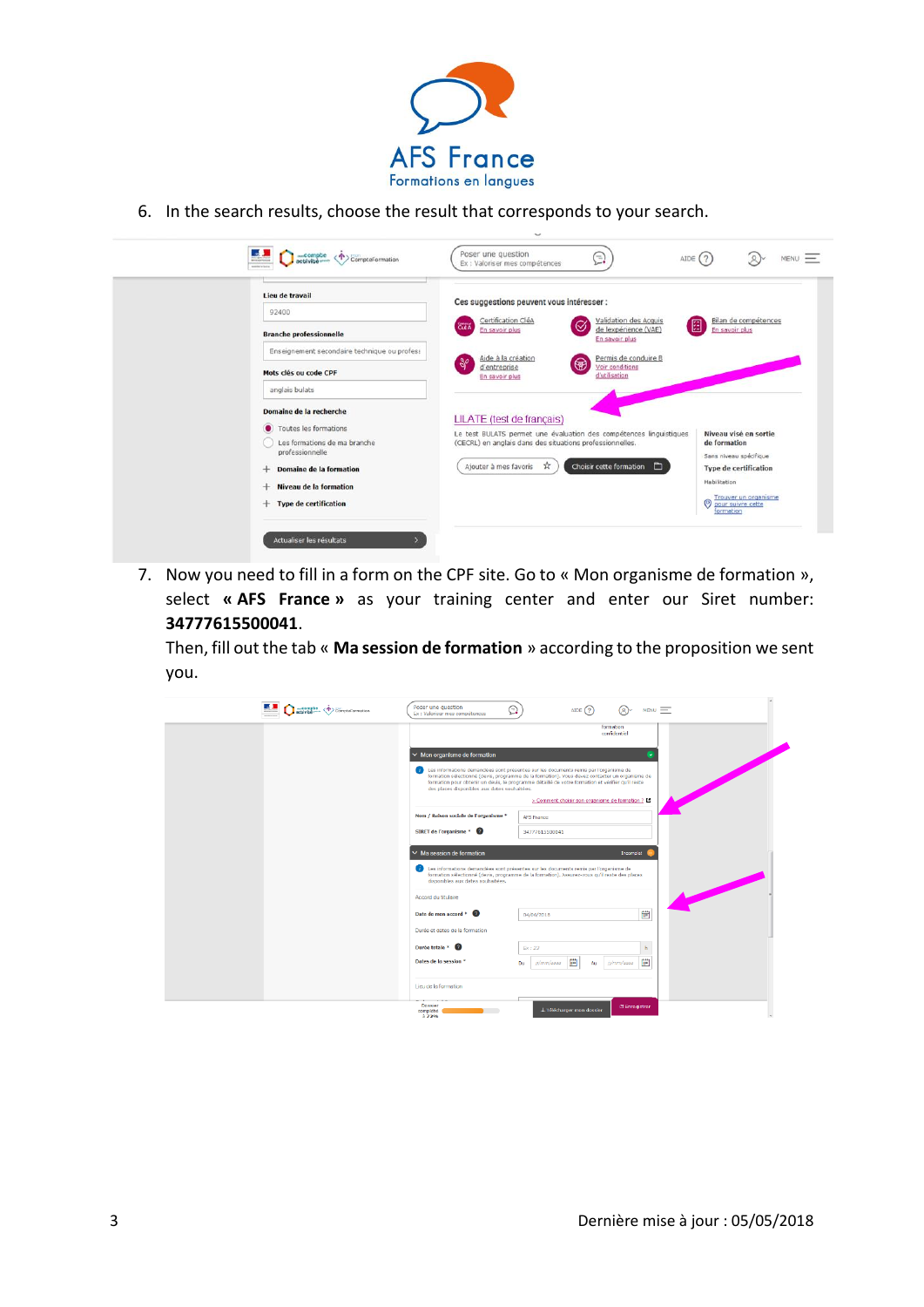6. In the search results, choose the result that corresponds to your search.

7. Now you need to fill in a form on the CPF site. Go to « Mon organisme de formation », select **« AFS France »** as your training center and enter our Siret number: **34777615500041**.

   Then, fill out the tab « **Ma session de formation** » according to the proposition we sent you.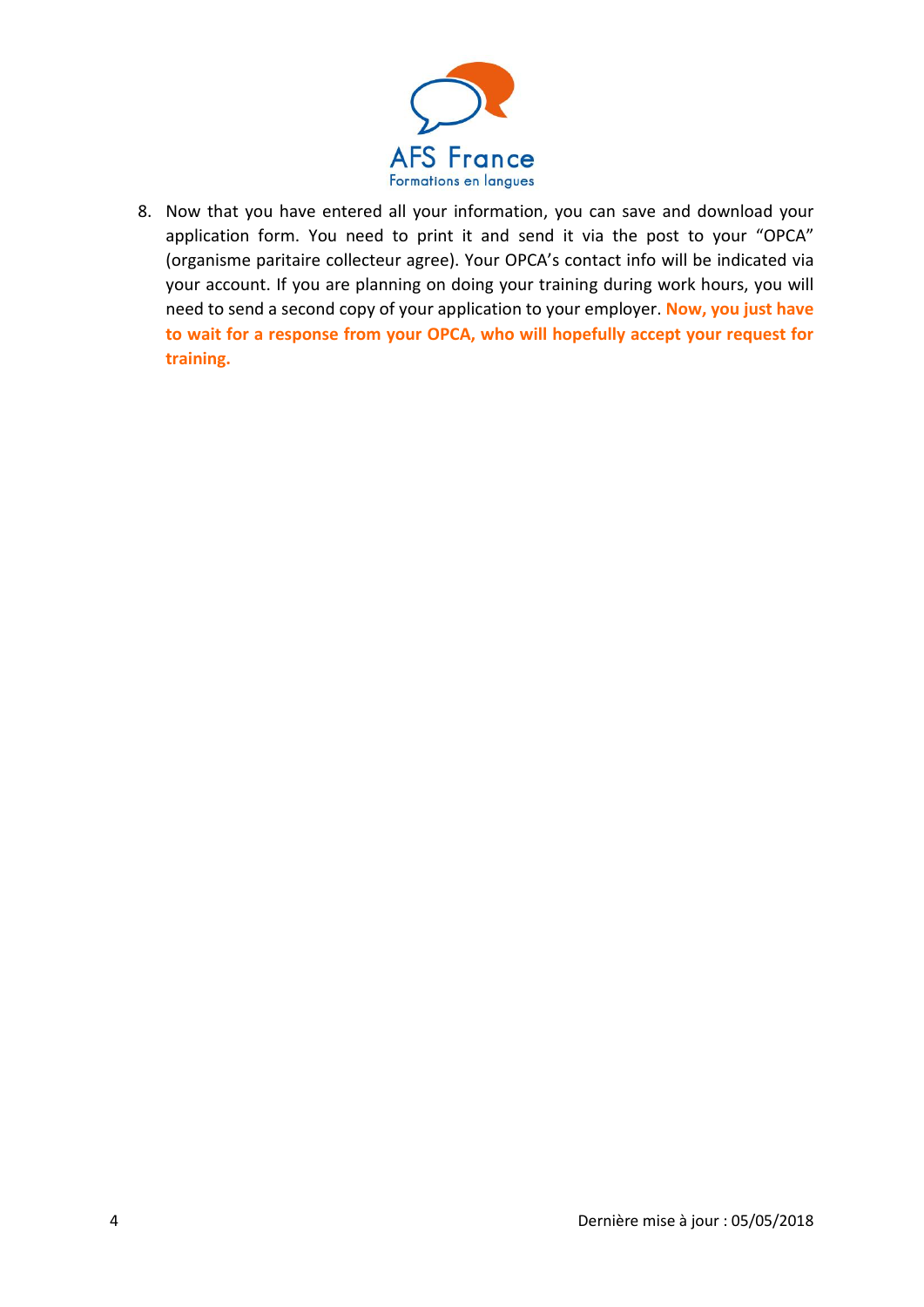8. Now that you have entered all your information, you can save and download your application form. You need to print it and send it via the post to your "OPCA" (organisme paritaire collecteur agree). Your OPCA's contact info will be indicated via your account. If you are planning on doing your training during work hours, you will need to send a second copy of your application to your employer. **Now, you just have to wait for a response from your OPCA, who will hopefully accept your request for training.**